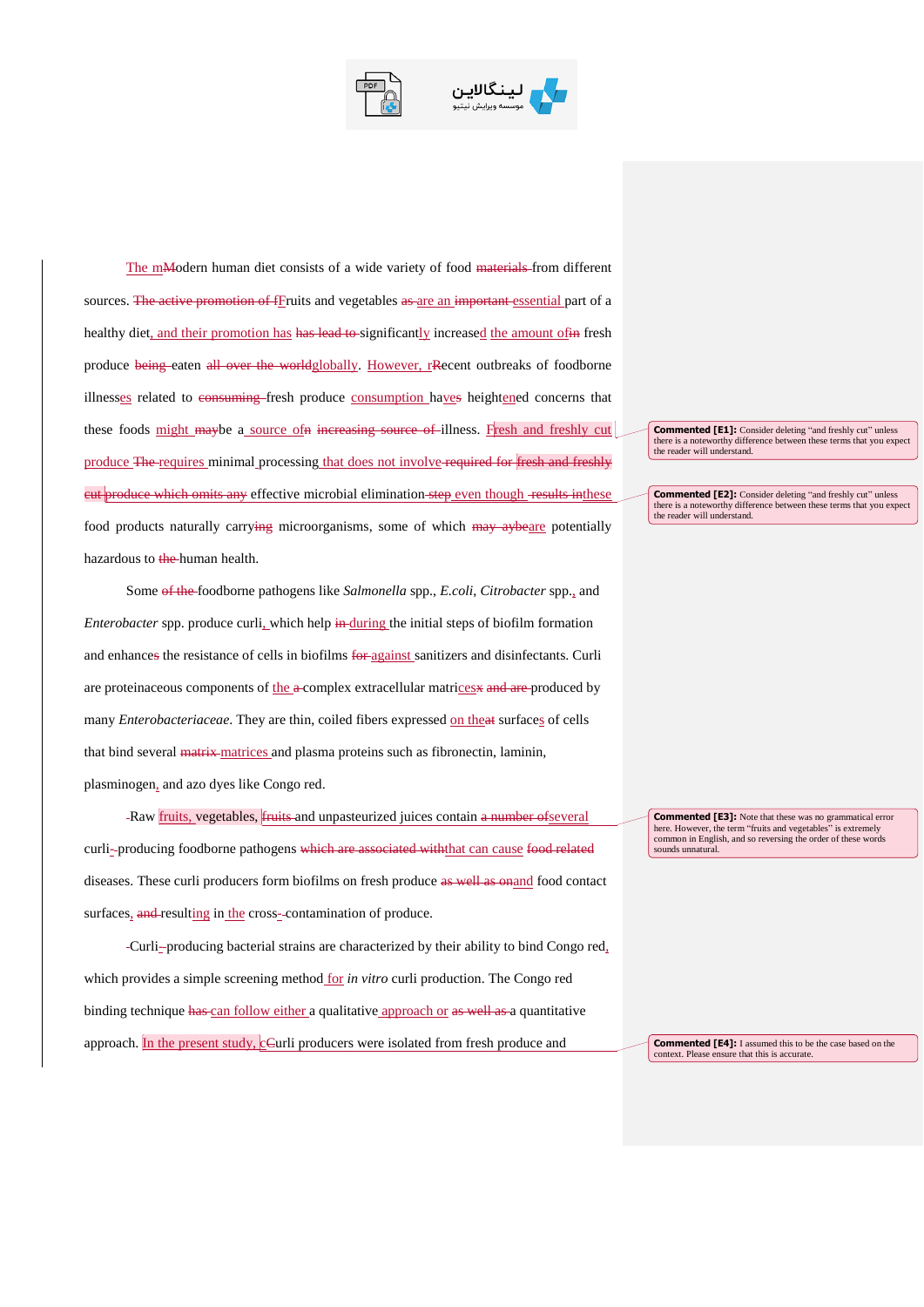The m~~M~~odern human diet consists of a wide variety of food ~~materials~~ from different sources. ~~The active promotion of f~~Fruits and vegetables ~~as~~ are an ~~important~~ essential part of a healthy diet, and their promotion has ~~has lead to~~ significantly increased the amount of ~~in~~ fresh produce ~~being~~ eaten ~~all over the world~~globally. However, r~~R~~ecent outbreaks of foodborne illnesses related to ~~consuming~~ fresh produce consumption ha~~ve~~s heightened concerns that these foods might ~~may~~be a source of~~n~~ ~~increasing source of~~ illness. Fresh and freshly cut produce ~~The~~ requires minimal processing that does not involve ~~required for~~ ~~fresh and freshly cut~~ ~~produce which omits any~~ effective microbial elimination ~~step~~ even though ~~results in~~these food products naturally carry~~ing~~ microorganisms, some of which ~~may aybe~~are potentially hazardous to ~~the~~ human health.

Some ~~of the~~ foodborne pathogens like *Salmonella* spp., *E.coli*, *Citrobacter* spp., and *Enterobacter* spp. produce curli, which help ~~in~~ during the initial steps of biofilm formation and enhance~~s~~ the resistance of cells in biofilms ~~for~~ against sanitizers and disinfectants. Curli are proteinaceous components of the ~~a~~ complex extracellular matric~~x~~es ~~and are~~ produced by many *Enterobacteriaceae*. They are thin, coiled fibers expressed on the~~at~~ surfaces of cells that bind several ~~matrix~~ matrices and plasma proteins such as fibronectin, laminin, plasminogen, and azo dyes like Congo red.

Raw fruits, vegetables, ~~fruits~~ and unpasteurized juices contain ~~a number of~~several curli-producing foodborne pathogens ~~which are associated with~~that can cause ~~food related~~ diseases. These curli producers form biofilms on fresh produce ~~as well as on~~and food contact surfaces, ~~and~~ resulting in the cross-contamination of produce.

Curli-producing bacterial strains are characterized by their ability to bind Congo red, which provides a simple screening method for *in vitro* curli production. The Congo red binding technique ~~has~~ can follow either a qualitative approach or ~~as well as~~ a quantitative approach. In the present study, c~~C~~urli producers were isolated from fresh produce and

> **Commented [E1]:** Consider deleting "and freshly cut" unless there is a noteworthy difference between these terms that you expect the reader will understand.

> **Commented [E2]:** Consider deleting "and freshly cut" unless there is a noteworthy difference between these terms that you expect the reader will understand.

> **Commented [E3]:** Note that these was no grammatical error here. However, the term "fruits and vegetables" is extremely common in English, and so reversing the order of these words sounds unnatural.

> **Commented [E4]:** I assumed this to be the case based on the context. Please ensure that this is accurate.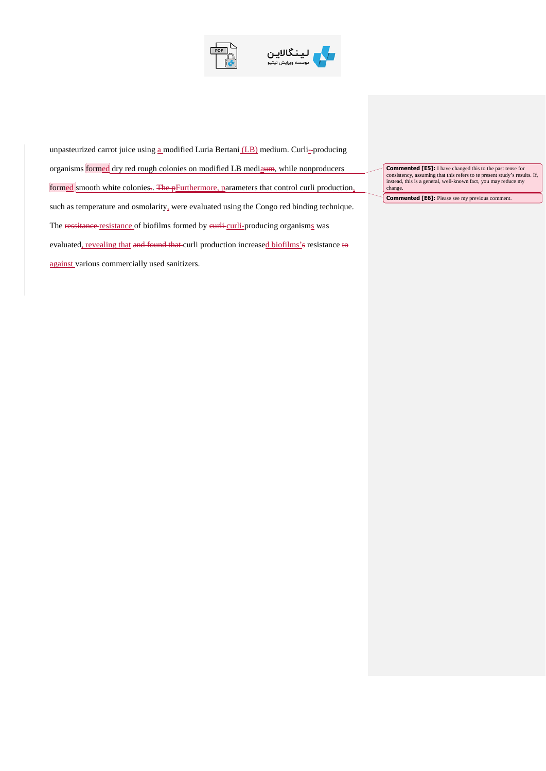unpasteurized carrot juice using a modified Luria Bertani (LB) medium. Curli~~–~~-producing organisms formed dry red rough colonies on modified LB medi~~um~~a, while nonproducers formed smooth white colonies~~.~~. ~~The p~~Furthermore, parameters that control curli production, such as temperature and osmolarity, were evaluated using the Congo red binding technique. The ~~ressitance~~ resistance of biofilms formed by ~~curli~~ curli-producing organisms was evaluated, revealing that ~~and found that~~ curli production increased biofilms'~~s~~ resistance ~~to~~ against various commercially used sanitizers.

**Commented [E5]:** I have changed this to the past tense for consistency, assuming that this refers to te present study's results. If, instead, this is a general, well-known fact, you may reduce my change.

**Commented [E6]:** Please see my previous comment.